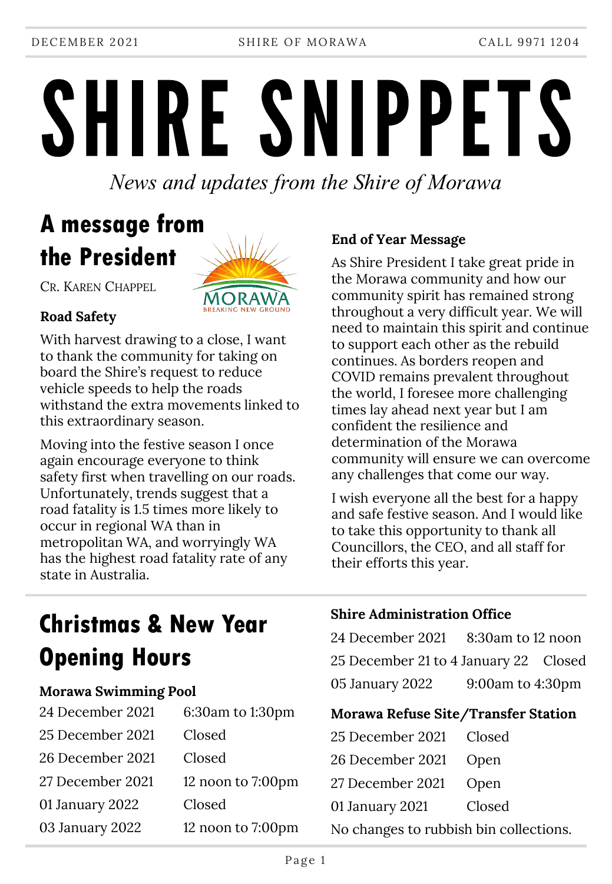# SHIRE SNIPPETS

*News and updates from the Shire of Morawa*

## A message from the President

CR. KAREN CHAPPEL

**Road Safety**

With harvest drawing to a close, I want to thank the community for taking on board the Shire's request to reduce vehicle speeds to help the roads withstand the extra movements linked to this extraordinary season.

Moving into the festive season I once again encourage everyone to think safety first when travelling on our roads. Unfortunately, trends suggest that a road fatality is 1.5 times more likely to occur in regional WA than in metropolitan WA, and worryingly WA has the highest road fatality rate of any state in Australia.

**End of Year Message**

As Shire President I take great pride in the Morawa community and how our community spirit has remained strong throughout a very difficult year. We will need to maintain this spirit and continue to support each other as the rebuild continues. As borders reopen and COVID remains prevalent throughout the world, I foresee more challenging times lay ahead next year but I am confident the resilience and determination of the Morawa community will ensure we can overcome any challenges that come our way.

I wish everyone all the best for a happy and safe festive season. And I would like to take this opportunity to thank all Councillors, the CEO, and all staff for their efforts this year.

## Christmas & New Year Opening Hours

**Morawa Swimming Pool**

| | |
|---|---|
| 24 December 2021 | 6:30am to 1:30pm |
| 25 December 2021 | Closed |
| 26 December 2021 | Closed |
| 27 December 2021 | 12 noon to 7:00pm |
| 01 January 2022 | Closed |
| 03 January 2022 | 12 noon to 7:00pm |

**Shire Administration Office**

| | |
|---|---|
| 24 December 2021 | 8:30am to 12 noon |
| 25 December 21 to 4 January 22 | Closed |
| 05 January 2022 | 9:00am to 4:30pm |

**Morawa Refuse Site/Transfer Station**

| | |
|---|---|
| 25 December 2021 | Closed |
| 26 December 2021 | Open |
| 27 December 2021 | Open |
| 01 January 2021 | Closed |

No changes to rubbish bin collections.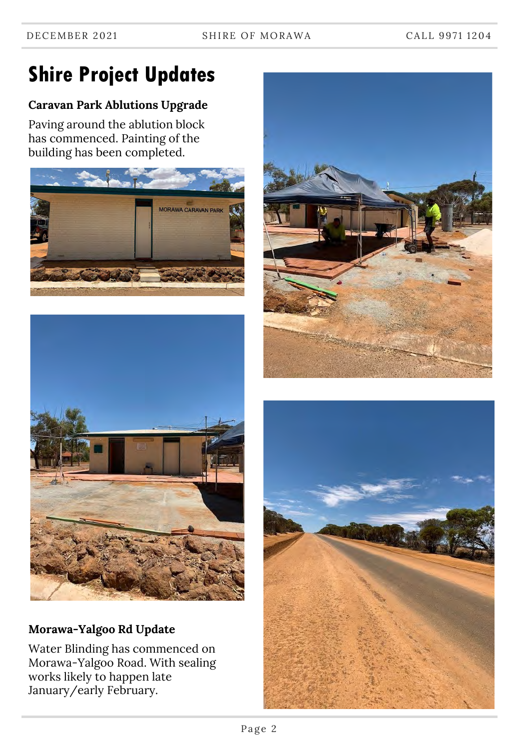# Shire Project Updates

### Caravan Park Ablutions Upgrade

Paving around the ablution block has commenced. Painting of the building has been completed.

### Morawa-Yalgoo Rd Update

Water Blinding has commenced on Morawa-Yalgoo Road. With sealing works likely to happen late January/early February.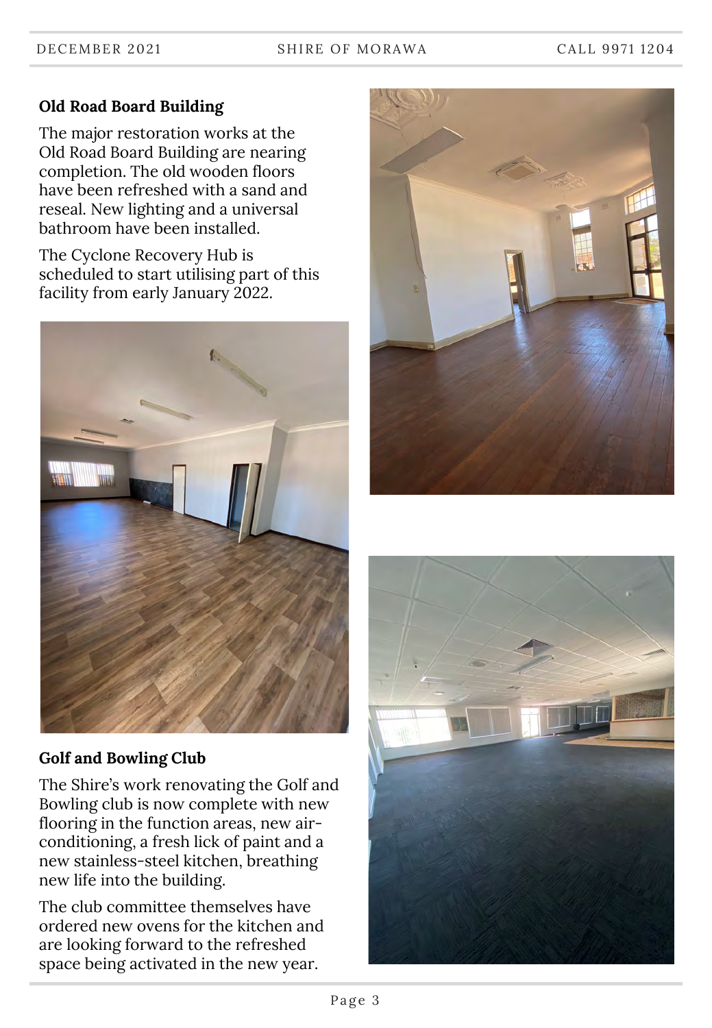### Old Road Board Building

The major restoration works at the Old Road Board Building are nearing completion. The old wooden floors have been refreshed with a sand and reseal. New lighting and a universal bathroom have been installed.

The Cyclone Recovery Hub is scheduled to start utilising part of this facility from early January 2022.

### Golf and Bowling Club

The Shire's work renovating the Golf and Bowling club is now complete with new flooring in the function areas, new air-conditioning, a fresh lick of paint and a new stainless-steel kitchen, breathing new life into the building.

The club committee themselves have ordered new ovens for the kitchen and are looking forward to the refreshed space being activated in the new year.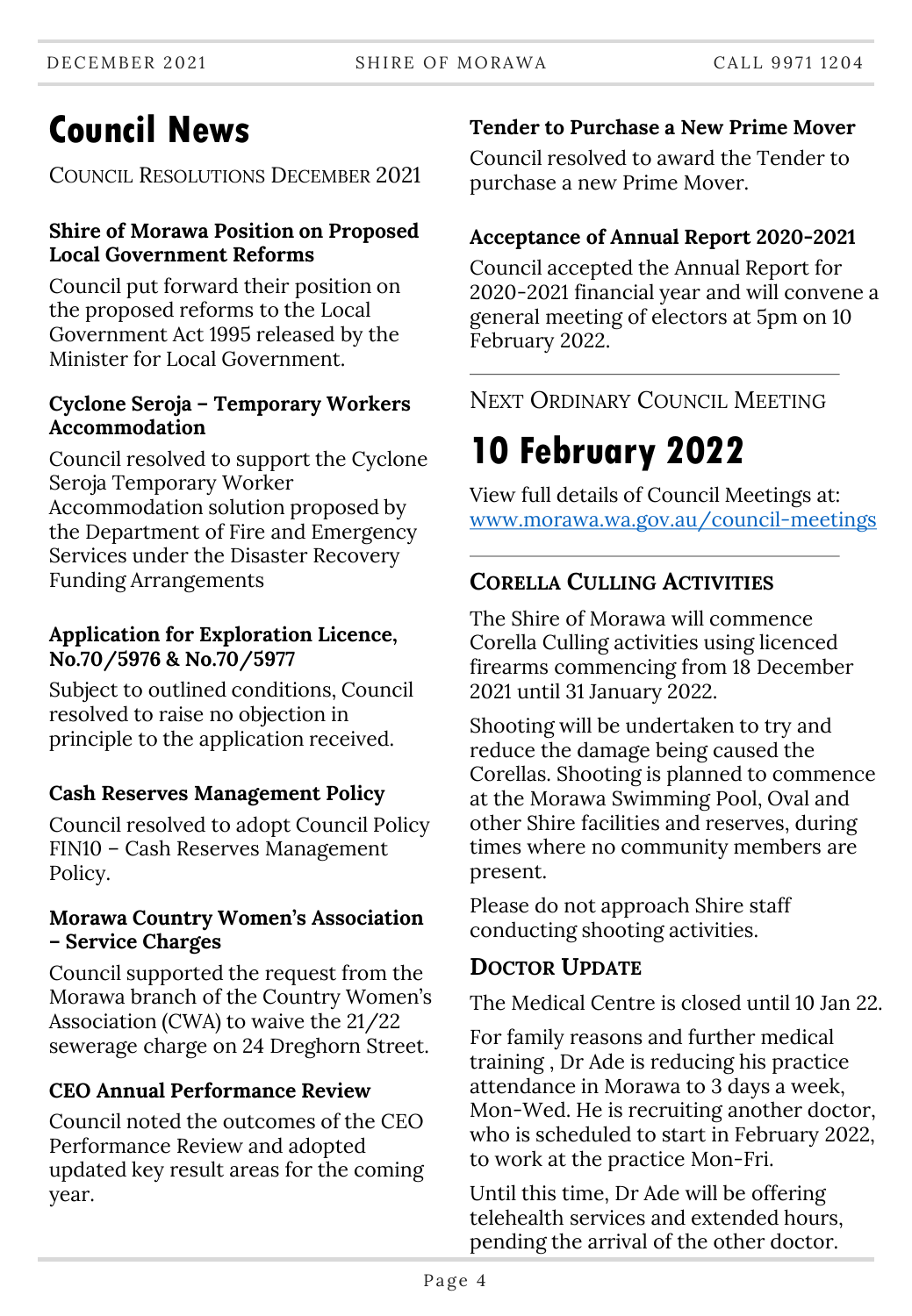# Council News

COUNCIL RESOLUTIONS DECEMBER 2021

### Shire of Morawa Position on Proposed Local Government Reforms

Council put forward their position on the proposed reforms to the Local Government Act 1995 released by the Minister for Local Government.

### Cyclone Seroja – Temporary Workers Accommodation

Council resolved to support the Cyclone Seroja Temporary Worker Accommodation solution proposed by the Department of Fire and Emergency Services under the Disaster Recovery Funding Arrangements

### Application for Exploration Licence, No.70/5976 & No.70/5977

Subject to outlined conditions, Council resolved to raise no objection in principle to the application received.

### Cash Reserves Management Policy

Council resolved to adopt Council Policy FIN10 – Cash Reserves Management Policy.

### Morawa Country Women's Association – Service Charges

Council supported the request from the Morawa branch of the Country Women's Association (CWA) to waive the 21/22 sewerage charge on 24 Dreghorn Street.

### CEO Annual Performance Review

Council noted the outcomes of the CEO Performance Review and adopted updated key result areas for the coming year.

### Tender to Purchase a New Prime Mover

Council resolved to award the Tender to purchase a new Prime Mover.

### Acceptance of Annual Report 2020-2021

Council accepted the Annual Report for 2020-2021 financial year and will convene a general meeting of electors at 5pm on 10 February 2022.

---

NEXT ORDINARY COUNCIL MEETING

# 10 February 2022

View full details of Council Meetings at: www.morawa.wa.gov.au/council-meetings

---

## CORELLA CULLING ACTIVITIES

The Shire of Morawa will commence Corella Culling activities using licenced firearms commencing from 18 December 2021 until 31 January 2022.

Shooting will be undertaken to try and reduce the damage being caused the Corellas. Shooting is planned to commence at the Morawa Swimming Pool, Oval and other Shire facilities and reserves, during times where no community members are present.

Please do not approach Shire staff conducting shooting activities.

## DOCTOR UPDATE

The Medical Centre is closed until 10 Jan 22.

For family reasons and further medical training , Dr Ade is reducing his practice attendance in Morawa to 3 days a week, Mon-Wed. He is recruiting another doctor, who is scheduled to start in February 2022, to work at the practice Mon-Fri.

Until this time, Dr Ade will be offering telehealth services and extended hours, pending the arrival of the other doctor.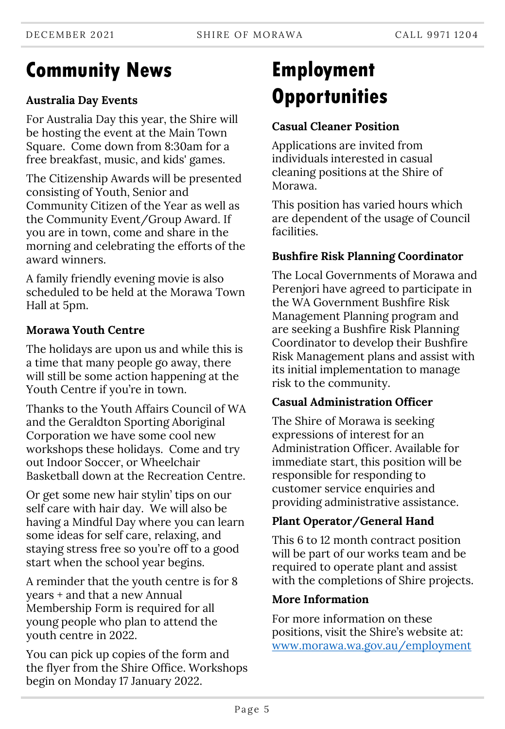# Community News

### Australia Day Events

For Australia Day this year, the Shire will be hosting the event at the Main Town Square. Come down from 8:30am for a free breakfast, music, and kids' games.

The Citizenship Awards will be presented consisting of Youth, Senior and Community Citizen of the Year as well as the Community Event/Group Award. If you are in town, come and share in the morning and celebrating the efforts of the award winners.

A family friendly evening movie is also scheduled to be held at the Morawa Town Hall at 5pm.

### Morawa Youth Centre

The holidays are upon us and while this is a time that many people go away, there will still be some action happening at the Youth Centre if you're in town.

Thanks to the Youth Affairs Council of WA and the Geraldton Sporting Aboriginal Corporation we have some cool new workshops these holidays. Come and try out Indoor Soccer, or Wheelchair Basketball down at the Recreation Centre.

Or get some new hair stylin' tips on our self care with hair day. We will also be having a Mindful Day where you can learn some ideas for self care, relaxing, and staying stress free so you're off to a good start when the school year begins.

A reminder that the youth centre is for 8 years + and that a new Annual Membership Form is required for all young people who plan to attend the youth centre in 2022.

You can pick up copies of the form and the flyer from the Shire Office. Workshops begin on Monday 17 January 2022.

# Employment Opportunities

### Casual Cleaner Position

Applications are invited from individuals interested in casual cleaning positions at the Shire of Morawa.

This position has varied hours which are dependent of the usage of Council facilities.

### Bushfire Risk Planning Coordinator

The Local Governments of Morawa and Perenjori have agreed to participate in the WA Government Bushfire Risk Management Planning program and are seeking a Bushfire Risk Planning Coordinator to develop their Bushfire Risk Management plans and assist with its initial implementation to manage risk to the community.

### Casual Administration Officer

The Shire of Morawa is seeking expressions of interest for an Administration Officer. Available for immediate start, this position will be responsible for responding to customer service enquiries and providing administrative assistance.

### Plant Operator/General Hand

This 6 to 12 month contract position will be part of our works team and be required to operate plant and assist with the completions of Shire projects.

### More Information

For more information on these positions, visit the Shire's website at: [www.morawa.wa.gov.au/employment](http://www.morawa.wa.gov.au/employment)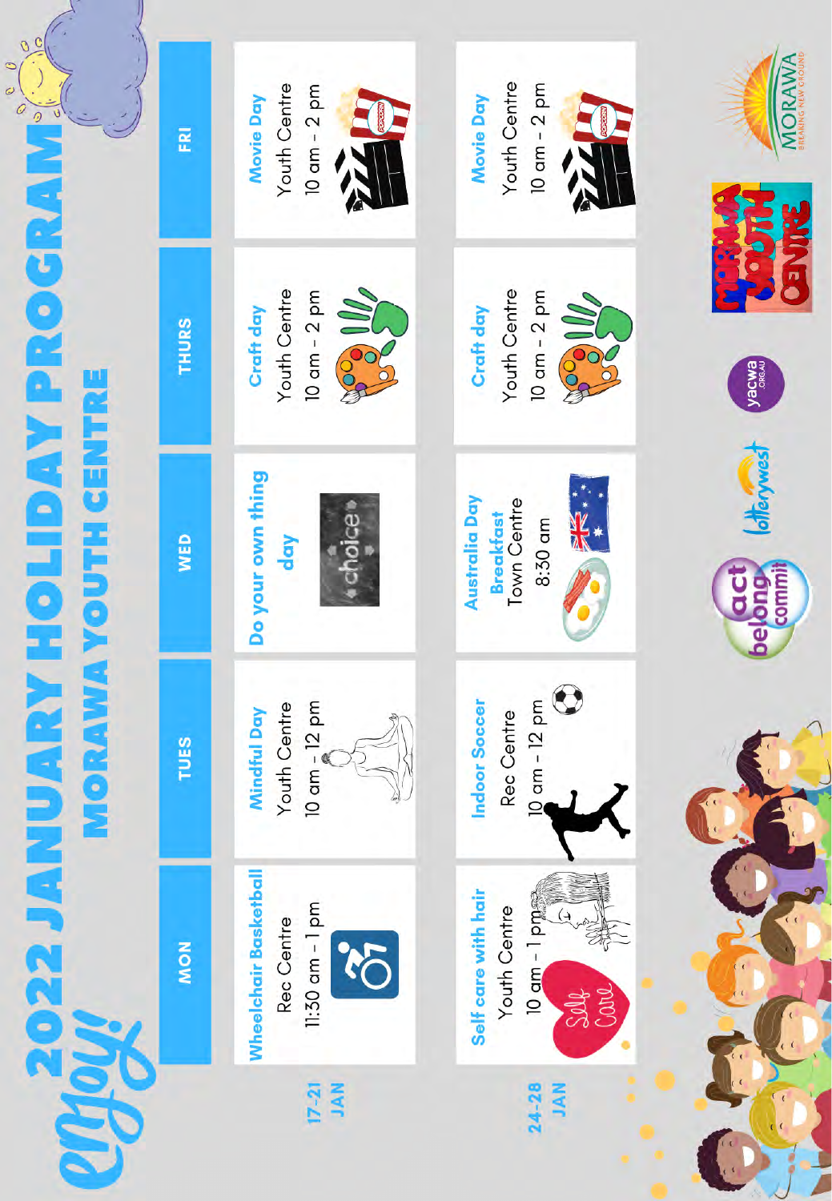# 2022 JANUARY HOLIDAY PROGRAM

## MORAWA YOUTH CENTRE

enjoy!

| | MON | TUES | WED | THURS | FRI |
|---|---|---|---|---|---|
| 17-21 JAN | **Wheelchair Basketball** Rec Centre 11:30 am - 1 pm | **Mindful Day** Youth Centre 10 am - 12 pm | **Do your own thing day** | **Craft day** Youth Centre 10 am - 2 pm | **Movie Day** Youth Centre 10 am - 2 pm |
| 24-28 JAN | **Self care with hair** Youth Centre 10 am - 1 pm | **Indoor Soccer** Rec Centre 10 am - 12 pm | **Australia Day Breakfast** Town Centre 8:30 am | **Craft day** Youth Centre 10 am - 2 pm | **Movie Day** Youth Centre 10 am - 2 pm |

act belong commit

lotterywest

yacwa .ORG.AU

MORAWA YOUTH CENTRE

MORAWA BREAKING NEW GROUND